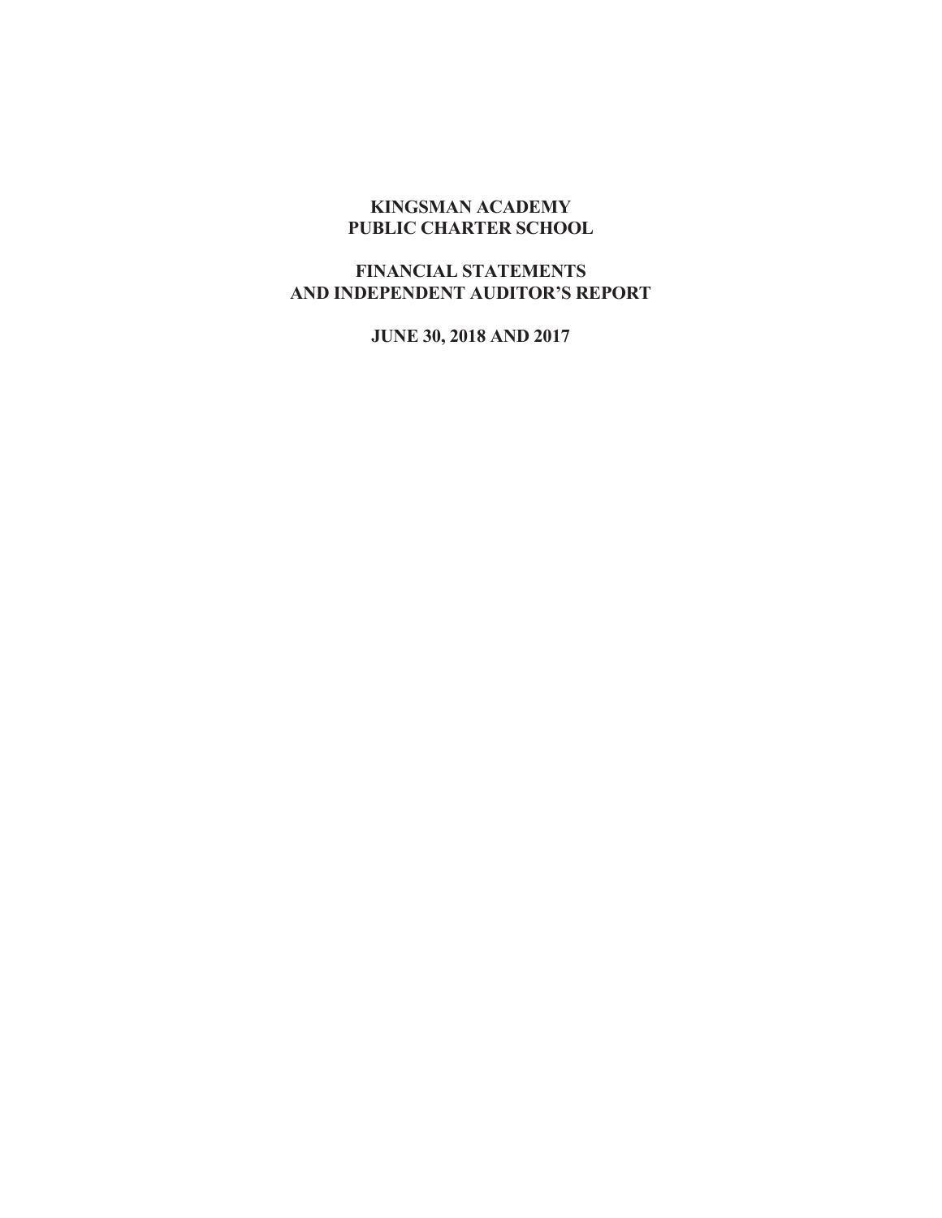# KINGSMAN ACADEMY
# PUBLIC CHARTER SCHOOL

## FINANCIAL STATEMENTS
## AND INDEPENDENT AUDITOR'S REPORT

### JUNE 30, 2018 AND 2017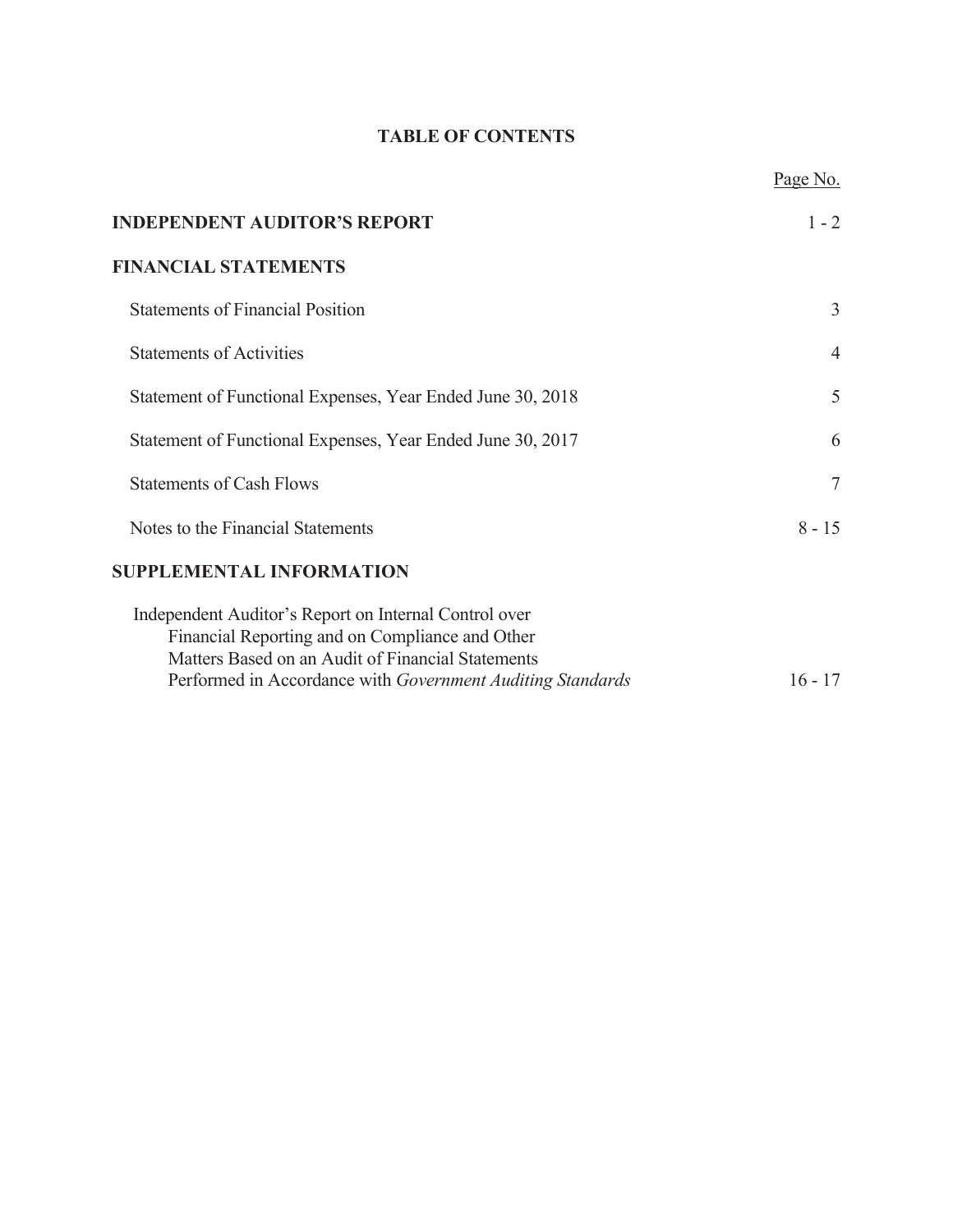# TABLE OF CONTENTS

| | Page No. |
|---|---|
| **INDEPENDENT AUDITOR'S REPORT** | 1 - 2 |
| **FINANCIAL STATEMENTS** | |
| Statements of Financial Position | 3 |
| Statements of Activities | 4 |
| Statement of Functional Expenses, Year Ended June 30, 2018 | 5 |
| Statement of Functional Expenses, Year Ended June 30, 2017 | 6 |
| Statements of Cash Flows | 7 |
| Notes to the Financial Statements | 8 - 15 |
| **SUPPLEMENTAL INFORMATION** | |
| Independent Auditor's Report on Internal Control over Financial Reporting and on Compliance and Other Matters Based on an Audit of Financial Statements Performed in Accordance with *Government Auditing Standards* | 16 - 17 |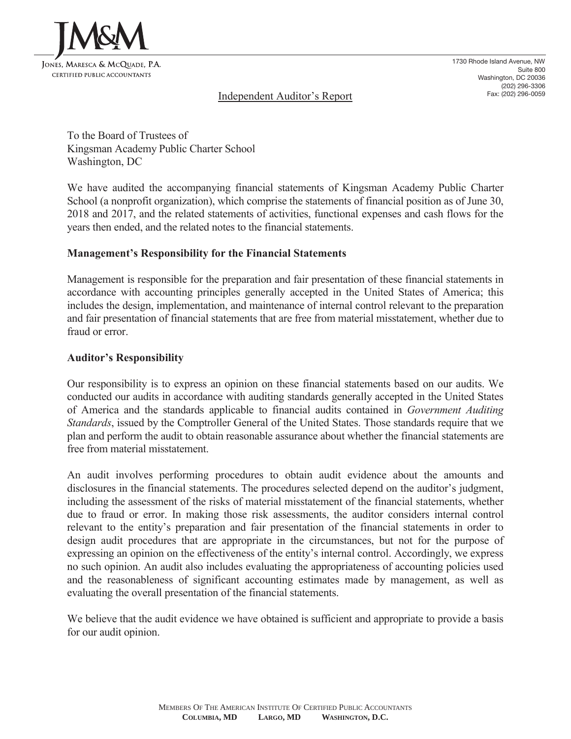JM&M

Jones, Maresca & McQuade, P.A.
Certified Public Accountants

1730 Rhode Island Avenue, NW
Suite 800
Washington, DC 20036
(202) 296-3306
Fax: (202) 296-0059

# Independent Auditor's Report

To the Board of Trustees of
Kingsman Academy Public Charter School
Washington, DC

We have audited the accompanying financial statements of Kingsman Academy Public Charter School (a nonprofit organization), which comprise the statements of financial position as of June 30, 2018 and 2017, and the related statements of activities, functional expenses and cash flows for the years then ended, and the related notes to the financial statements.

## Management's Responsibility for the Financial Statements

Management is responsible for the preparation and fair presentation of these financial statements in accordance with accounting principles generally accepted in the United States of America; this includes the design, implementation, and maintenance of internal control relevant to the preparation and fair presentation of financial statements that are free from material misstatement, whether due to fraud or error.

## Auditor's Responsibility

Our responsibility is to express an opinion on these financial statements based on our audits. We conducted our audits in accordance with auditing standards generally accepted in the United States of America and the standards applicable to financial audits contained in *Government Auditing Standards*, issued by the Comptroller General of the United States. Those standards require that we plan and perform the audit to obtain reasonable assurance about whether the financial statements are free from material misstatement.

An audit involves performing procedures to obtain audit evidence about the amounts and disclosures in the financial statements. The procedures selected depend on the auditor's judgment, including the assessment of the risks of material misstatement of the financial statements, whether due to fraud or error. In making those risk assessments, the auditor considers internal control relevant to the entity's preparation and fair presentation of the financial statements in order to design audit procedures that are appropriate in the circumstances, but not for the purpose of expressing an opinion on the effectiveness of the entity's internal control. Accordingly, we express no such opinion. An audit also includes evaluating the appropriateness of accounting policies used and the reasonableness of significant accounting estimates made by management, as well as evaluating the overall presentation of the financial statements.

We believe that the audit evidence we have obtained is sufficient and appropriate to provide a basis for our audit opinion.

Members Of The American Institute Of Certified Public Accountants
**Columbia, MD Largo, MD Washington, D.C.**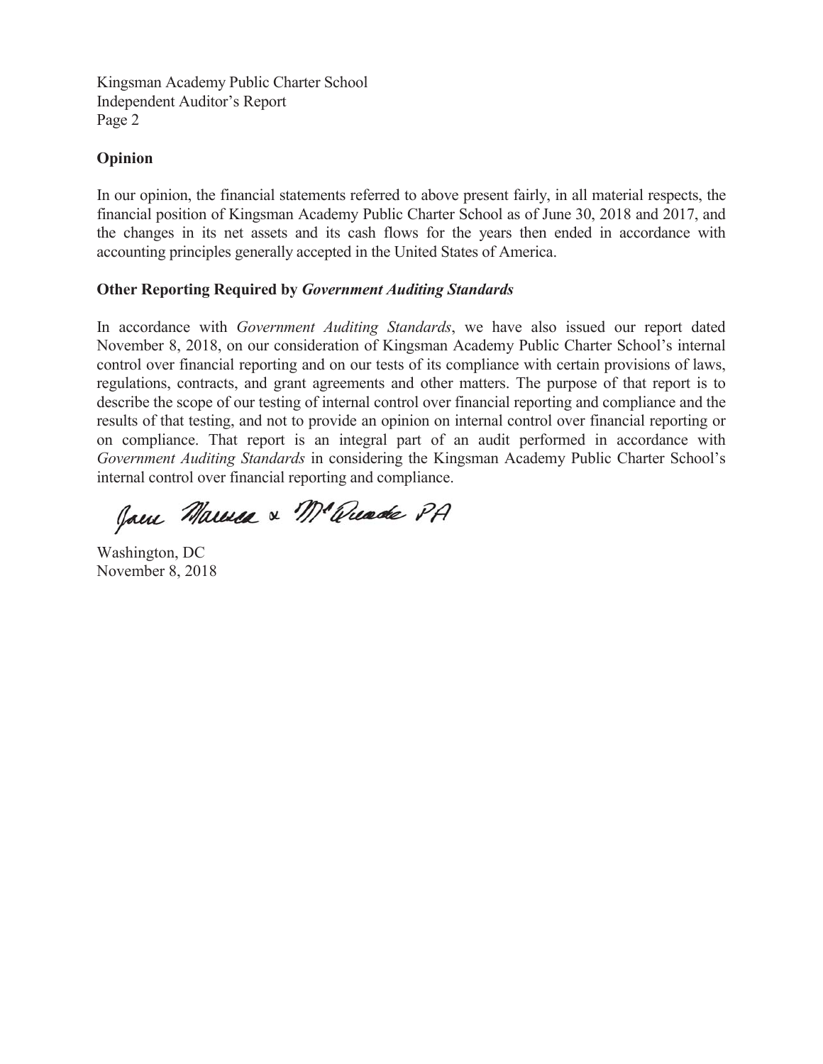## Opinion

In our opinion, the financial statements referred to above present fairly, in all material respects, the financial position of Kingsman Academy Public Charter School as of June 30, 2018 and 2017, and the changes in its net assets and its cash flows for the years then ended in accordance with accounting principles generally accepted in the United States of America.

## Other Reporting Required by *Government Auditing Standards*

In accordance with *Government Auditing Standards*, we have also issued our report dated November 8, 2018, on our consideration of Kingsman Academy Public Charter School's internal control over financial reporting and on our tests of its compliance with certain provisions of laws, regulations, contracts, and grant agreements and other matters. The purpose of that report is to describe the scope of our testing of internal control over financial reporting and compliance and the results of that testing, and not to provide an opinion on internal control over financial reporting or on compliance. That report is an integral part of an audit performed in accordance with *Government Auditing Standards* in considering the Kingsman Academy Public Charter School's internal control over financial reporting and compliance.

Jaine Marrella & McQuade PA

Washington, DC
November 8, 2018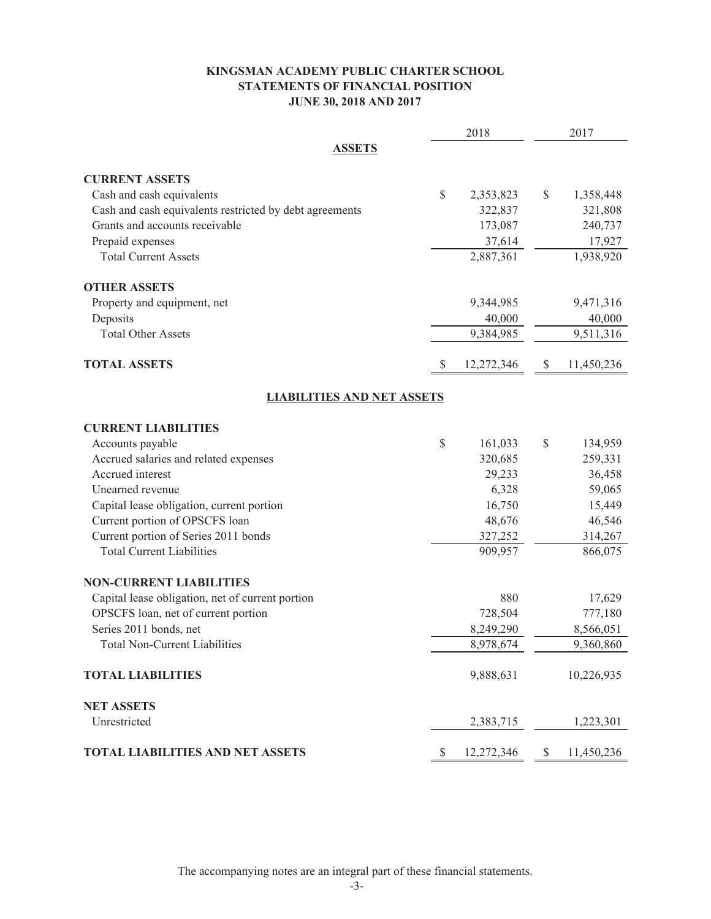# KINGSMAN ACADEMY PUBLIC CHARTER SCHOOL
## STATEMENTS OF FINANCIAL POSITION
### JUNE 30, 2018 AND 2017

| | 2018 | 2017 |
|---|---|---|
| **ASSETS** | | |
| **CURRENT ASSETS** | | |
| Cash and cash equivalents | $ 2,353,823 | $ 1,358,448 |
| Cash and cash equivalents restricted by debt agreements | 322,837 | 321,808 |
| Grants and accounts receivable | 173,087 | 240,737 |
| Prepaid expenses | 37,614 | 17,927 |
| Total Current Assets | 2,887,361 | 1,938,920 |
| **OTHER ASSETS** | | |
| Property and equipment, net | 9,344,985 | 9,471,316 |
| Deposits | 40,000 | 40,000 |
| Total Other Assets | 9,384,985 | 9,511,316 |
| **TOTAL ASSETS** | $ 12,272,346 | $ 11,450,236 |
| **LIABILITIES AND NET ASSETS** | | |
| **CURRENT LIABILITIES** | | |
| Accounts payable | $ 161,033 | $ 134,959 |
| Accrued salaries and related expenses | 320,685 | 259,331 |
| Accrued interest | 29,233 | 36,458 |
| Unearned revenue | 6,328 | 59,065 |
| Capital lease obligation, current portion | 16,750 | 15,449 |
| Current portion of OPSCFS loan | 48,676 | 46,546 |
| Current portion of Series 2011 bonds | 327,252 | 314,267 |
| Total Current Liabilities | 909,957 | 866,075 |
| **NON-CURRENT LIABILITIES** | | |
| Capital lease obligation, net of current portion | 880 | 17,629 |
| OPSCFS loan, net of current portion | 728,504 | 777,180 |
| Series 2011 bonds, net | 8,249,290 | 8,566,051 |
| Total Non-Current Liabilities | 8,978,674 | 9,360,860 |
| **TOTAL LIABILITIES** | 9,888,631 | 10,226,935 |
| **NET ASSETS** | | |
| Unrestricted | 2,383,715 | 1,223,301 |
| **TOTAL LIABILITIES AND NET ASSETS** | $ 12,272,346 | $ 11,450,236 |

The accompanying notes are an integral part of these financial statements.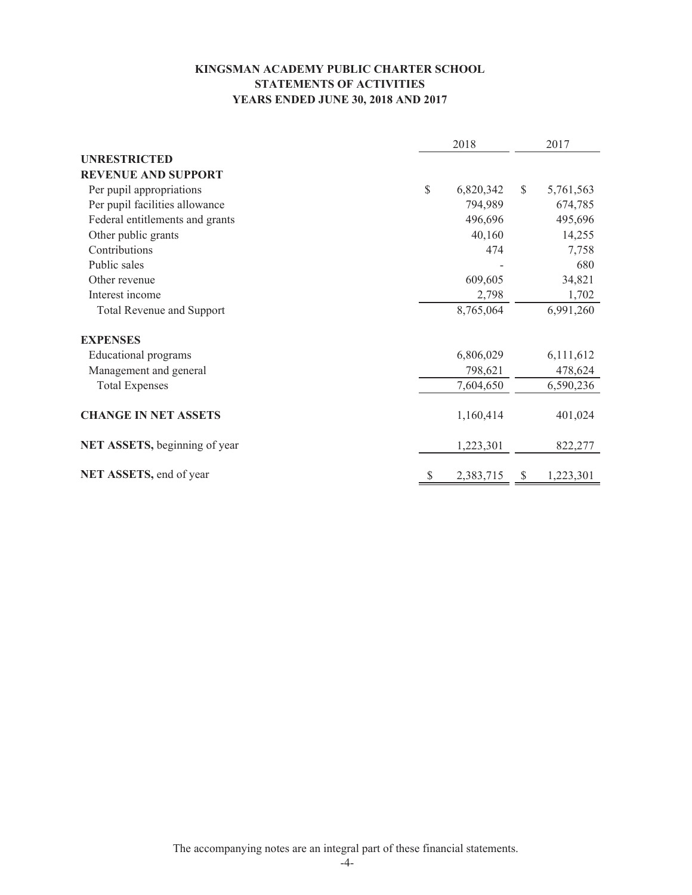# KINGSMAN ACADEMY PUBLIC CHARTER SCHOOL
## STATEMENTS OF ACTIVITIES
## YEARS ENDED JUNE 30, 2018 AND 2017

| | 2018 | 2017 |
|---|---|---|
| **UNRESTRICTED** | | |
| **REVENUE AND SUPPORT** | | |
| Per pupil appropriations | $ 6,820,342 | $ 5,761,563 |
| Per pupil facilities allowance | 794,989 | 674,785 |
| Federal entitlements and grants | 496,696 | 495,696 |
| Other public grants | 40,160 | 14,255 |
| Contributions | 474 | 7,758 |
| Public sales | - | 680 |
| Other revenue | 609,605 | 34,821 |
| Interest income | 2,798 | 1,702 |
| Total Revenue and Support | 8,765,064 | 6,991,260 |
| **EXPENSES** | | |
| Educational programs | 6,806,029 | 6,111,612 |
| Management and general | 798,621 | 478,624 |
| Total Expenses | 7,604,650 | 6,590,236 |
| **CHANGE IN NET ASSETS** | 1,160,414 | 401,024 |
| **NET ASSETS,** beginning of year | 1,223,301 | 822,277 |
| **NET ASSETS,** end of year | $ 2,383,715 | $ 1,223,301 |

The accompanying notes are an integral part of these financial statements.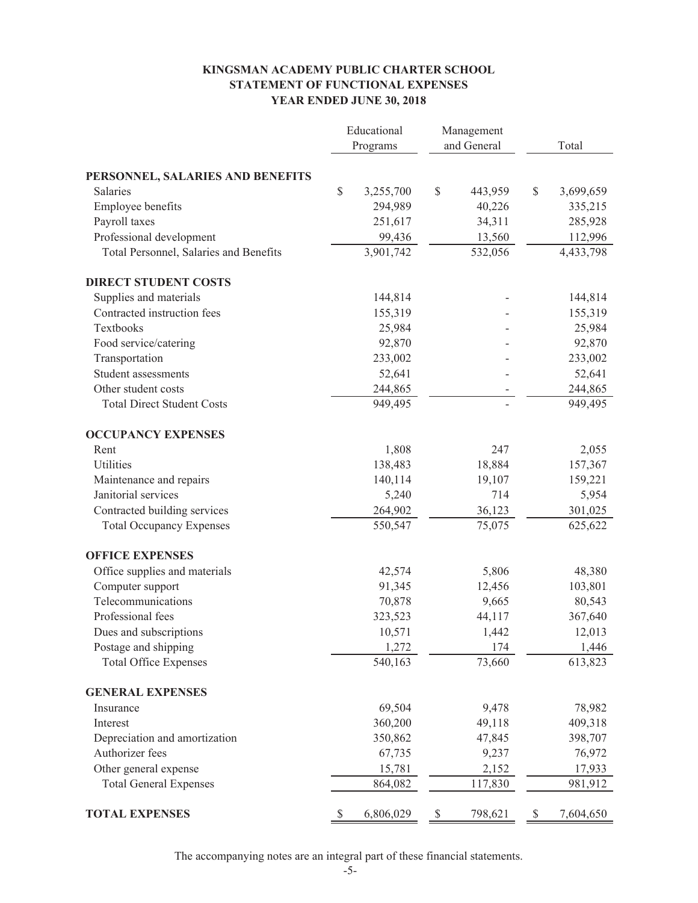**KINGSMAN ACADEMY PUBLIC CHARTER SCHOOL**
**STATEMENT OF FUNCTIONAL EXPENSES**
**YEAR ENDED JUNE 30, 2018**

| | Educational Programs | Management and General | Total |
|---|---|---|---|
| **PERSONNEL, SALARIES AND BENEFITS** | | | |
| Salaries | $ 3,255,700 | $ 443,959 | $ 3,699,659 |
| Employee benefits | 294,989 | 40,226 | 335,215 |
| Payroll taxes | 251,617 | 34,311 | 285,928 |
| Professional development | 99,436 | 13,560 | 112,996 |
| Total Personnel, Salaries and Benefits | 3,901,742 | 532,056 | 4,433,798 |
| **DIRECT STUDENT COSTS** | | | |
| Supplies and materials | 144,814 | - | 144,814 |
| Contracted instruction fees | 155,319 | - | 155,319 |
| Textbooks | 25,984 | - | 25,984 |
| Food service/catering | 92,870 | - | 92,870 |
| Transportation | 233,002 | - | 233,002 |
| Student assessments | 52,641 | - | 52,641 |
| Other student costs | 244,865 | - | 244,865 |
| Total Direct Student Costs | 949,495 | - | 949,495 |
| **OCCUPANCY EXPENSES** | | | |
| Rent | 1,808 | 247 | 2,055 |
| Utilities | 138,483 | 18,884 | 157,367 |
| Maintenance and repairs | 140,114 | 19,107 | 159,221 |
| Janitorial services | 5,240 | 714 | 5,954 |
| Contracted building services | 264,902 | 36,123 | 301,025 |
| Total Occupancy Expenses | 550,547 | 75,075 | 625,622 |
| **OFFICE EXPENSES** | | | |
| Office supplies and materials | 42,574 | 5,806 | 48,380 |
| Computer support | 91,345 | 12,456 | 103,801 |
| Telecommunications | 70,878 | 9,665 | 80,543 |
| Professional fees | 323,523 | 44,117 | 367,640 |
| Dues and subscriptions | 10,571 | 1,442 | 12,013 |
| Postage and shipping | 1,272 | 174 | 1,446 |
| Total Office Expenses | 540,163 | 73,660 | 613,823 |
| **GENERAL EXPENSES** | | | |
| Insurance | 69,504 | 9,478 | 78,982 |
| Interest | 360,200 | 49,118 | 409,318 |
| Depreciation and amortization | 350,862 | 47,845 | 398,707 |
| Authorizer fees | 67,735 | 9,237 | 76,972 |
| Other general expense | 15,781 | 2,152 | 17,933 |
| Total General Expenses | 864,082 | 117,830 | 981,912 |
| **TOTAL EXPENSES** | $ 6,806,029 | $ 798,621 | $ 7,604,650 |

The accompanying notes are an integral part of these financial statements.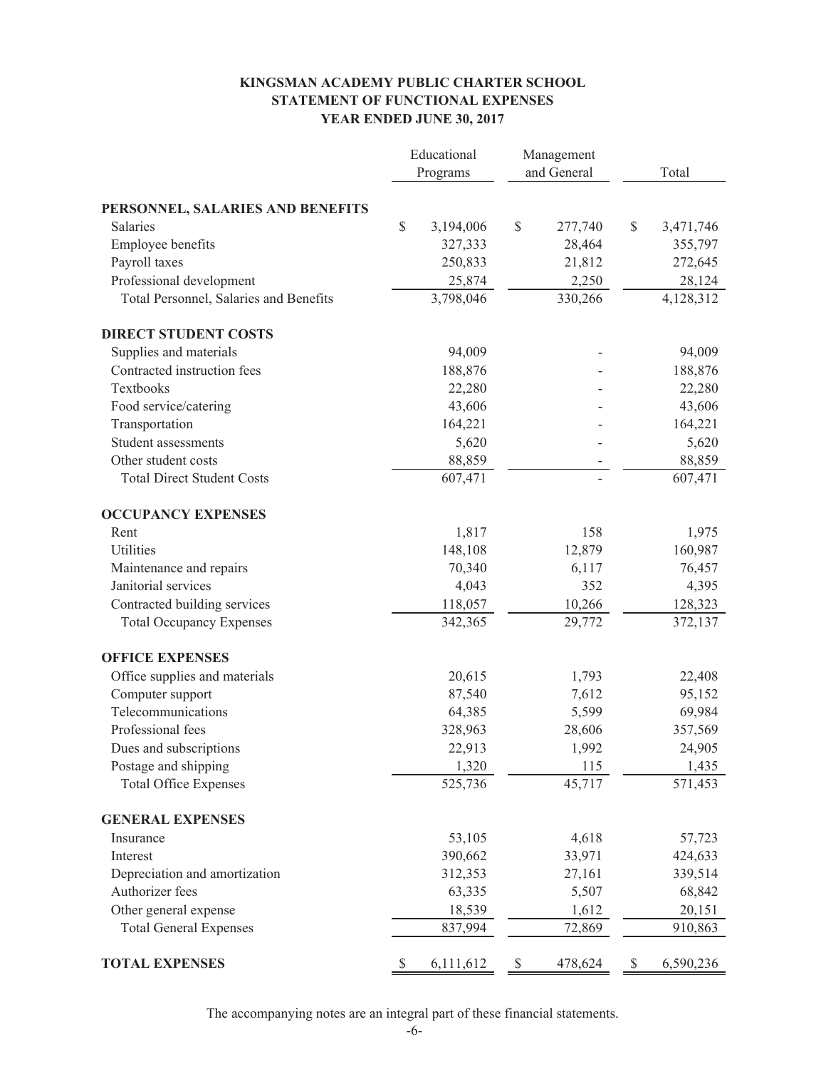# KINGSMAN ACADEMY PUBLIC CHARTER SCHOOL
## STATEMENT OF FUNCTIONAL EXPENSES
### YEAR ENDED JUNE 30, 2017

| | Educational Programs | Management and General | Total |
|---|---|---|---|
| **PERSONNEL, SALARIES AND BENEFITS** | | | |
| Salaries | $ 3,194,006 | $ 277,740 | $ 3,471,746 |
| Employee benefits | 327,333 | 28,464 | 355,797 |
| Payroll taxes | 250,833 | 21,812 | 272,645 |
| Professional development | 25,874 | 2,250 | 28,124 |
| Total Personnel, Salaries and Benefits | 3,798,046 | 330,266 | 4,128,312 |
| **DIRECT STUDENT COSTS** | | | |
| Supplies and materials | 94,009 | - | 94,009 |
| Contracted instruction fees | 188,876 | - | 188,876 |
| Textbooks | 22,280 | - | 22,280 |
| Food service/catering | 43,606 | - | 43,606 |
| Transportation | 164,221 | - | 164,221 |
| Student assessments | 5,620 | - | 5,620 |
| Other student costs | 88,859 | - | 88,859 |
| Total Direct Student Costs | 607,471 | - | 607,471 |
| **OCCUPANCY EXPENSES** | | | |
| Rent | 1,817 | 158 | 1,975 |
| Utilities | 148,108 | 12,879 | 160,987 |
| Maintenance and repairs | 70,340 | 6,117 | 76,457 |
| Janitorial services | 4,043 | 352 | 4,395 |
| Contracted building services | 118,057 | 10,266 | 128,323 |
| Total Occupancy Expenses | 342,365 | 29,772 | 372,137 |
| **OFFICE EXPENSES** | | | |
| Office supplies and materials | 20,615 | 1,793 | 22,408 |
| Computer support | 87,540 | 7,612 | 95,152 |
| Telecommunications | 64,385 | 5,599 | 69,984 |
| Professional fees | 328,963 | 28,606 | 357,569 |
| Dues and subscriptions | 22,913 | 1,992 | 24,905 |
| Postage and shipping | 1,320 | 115 | 1,435 |
| Total Office Expenses | 525,736 | 45,717 | 571,453 |
| **GENERAL EXPENSES** | | | |
| Insurance | 53,105 | 4,618 | 57,723 |
| Interest | 390,662 | 33,971 | 424,633 |
| Depreciation and amortization | 312,353 | 27,161 | 339,514 |
| Authorizer fees | 63,335 | 5,507 | 68,842 |
| Other general expense | 18,539 | 1,612 | 20,151 |
| Total General Expenses | 837,994 | 72,869 | 910,863 |
| **TOTAL EXPENSES** | $ 6,111,612 | $ 478,624 | $ 6,590,236 |

The accompanying notes are an integral part of these financial statements.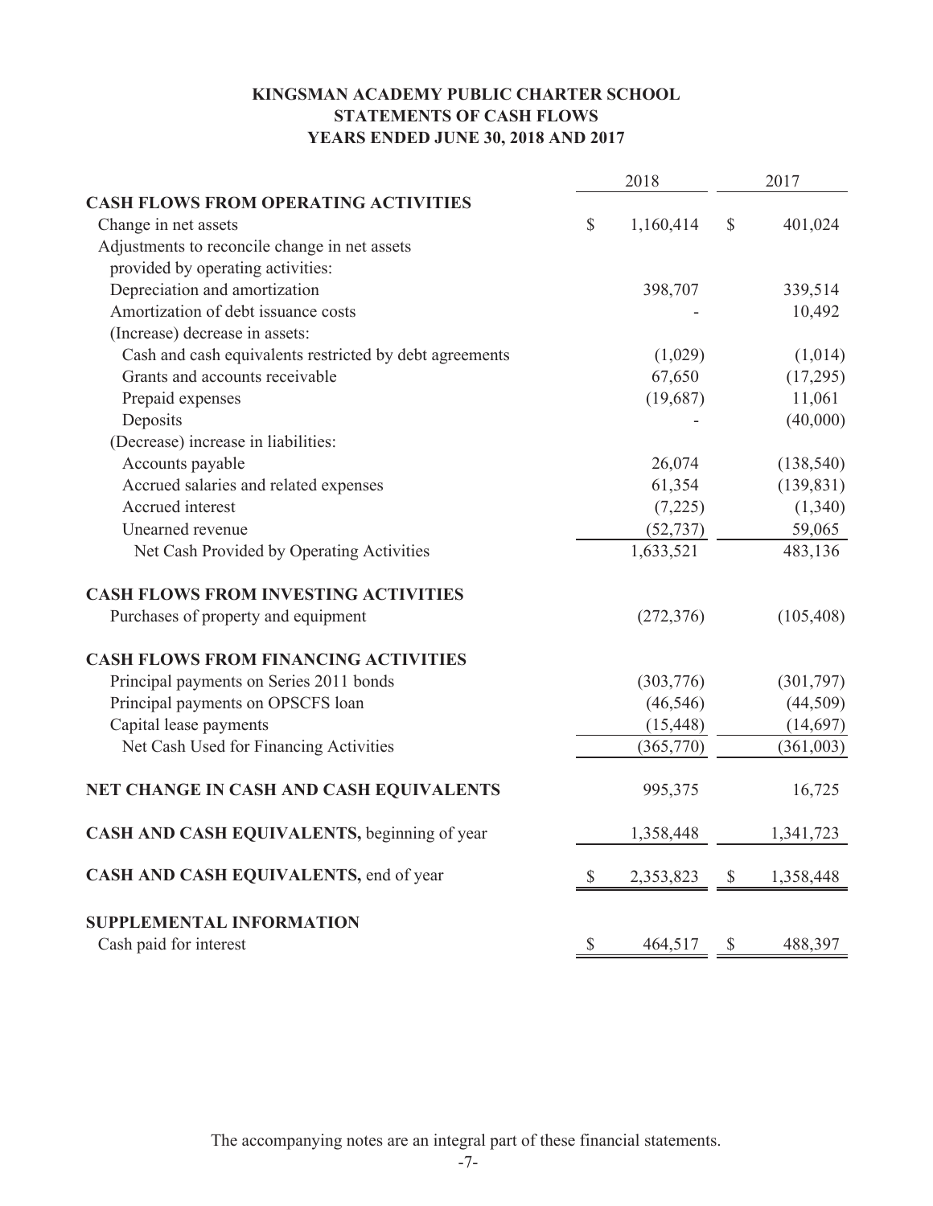# KINGSMAN ACADEMY PUBLIC CHARTER SCHOOL
## STATEMENTS OF CASH FLOWS
## YEARS ENDED JUNE 30, 2018 AND 2017

| | 2018 | 2017 |
|---|---|---|
| **CASH FLOWS FROM OPERATING ACTIVITIES** | | |
| Change in net assets | $ 1,160,414 | $ 401,024 |
| Adjustments to reconcile change in net assets provided by operating activities: | | |
| Depreciation and amortization | 398,707 | 339,514 |
| Amortization of debt issuance costs | - | 10,492 |
| (Increase) decrease in assets: | | |
| Cash and cash equivalents restricted by debt agreements | (1,029) | (1,014) |
| Grants and accounts receivable | 67,650 | (17,295) |
| Prepaid expenses | (19,687) | 11,061 |
| Deposits | - | (40,000) |
| (Decrease) increase in liabilities: | | |
| Accounts payable | 26,074 | (138,540) |
| Accrued salaries and related expenses | 61,354 | (139,831) |
| Accrued interest | (7,225) | (1,340) |
| Unearned revenue | (52,737) | 59,065 |
| Net Cash Provided by Operating Activities | 1,633,521 | 483,136 |
| **CASH FLOWS FROM INVESTING ACTIVITIES** | | |
| Purchases of property and equipment | (272,376) | (105,408) |
| **CASH FLOWS FROM FINANCING ACTIVITIES** | | |
| Principal payments on Series 2011 bonds | (303,776) | (301,797) |
| Principal payments on OPSCFS loan | (46,546) | (44,509) |
| Capital lease payments | (15,448) | (14,697) |
| Net Cash Used for Financing Activities | (365,770) | (361,003) |
| **NET CHANGE IN CASH AND CASH EQUIVALENTS** | 995,375 | 16,725 |
| **CASH AND CASH EQUIVALENTS,** beginning of year | 1,358,448 | 1,341,723 |
| **CASH AND CASH EQUIVALENTS,** end of year | $ 2,353,823 | $ 1,358,448 |
| **SUPPLEMENTAL INFORMATION** | | |
| Cash paid for interest | $ 464,517 | $ 488,397 |

The accompanying notes are an integral part of these financial statements.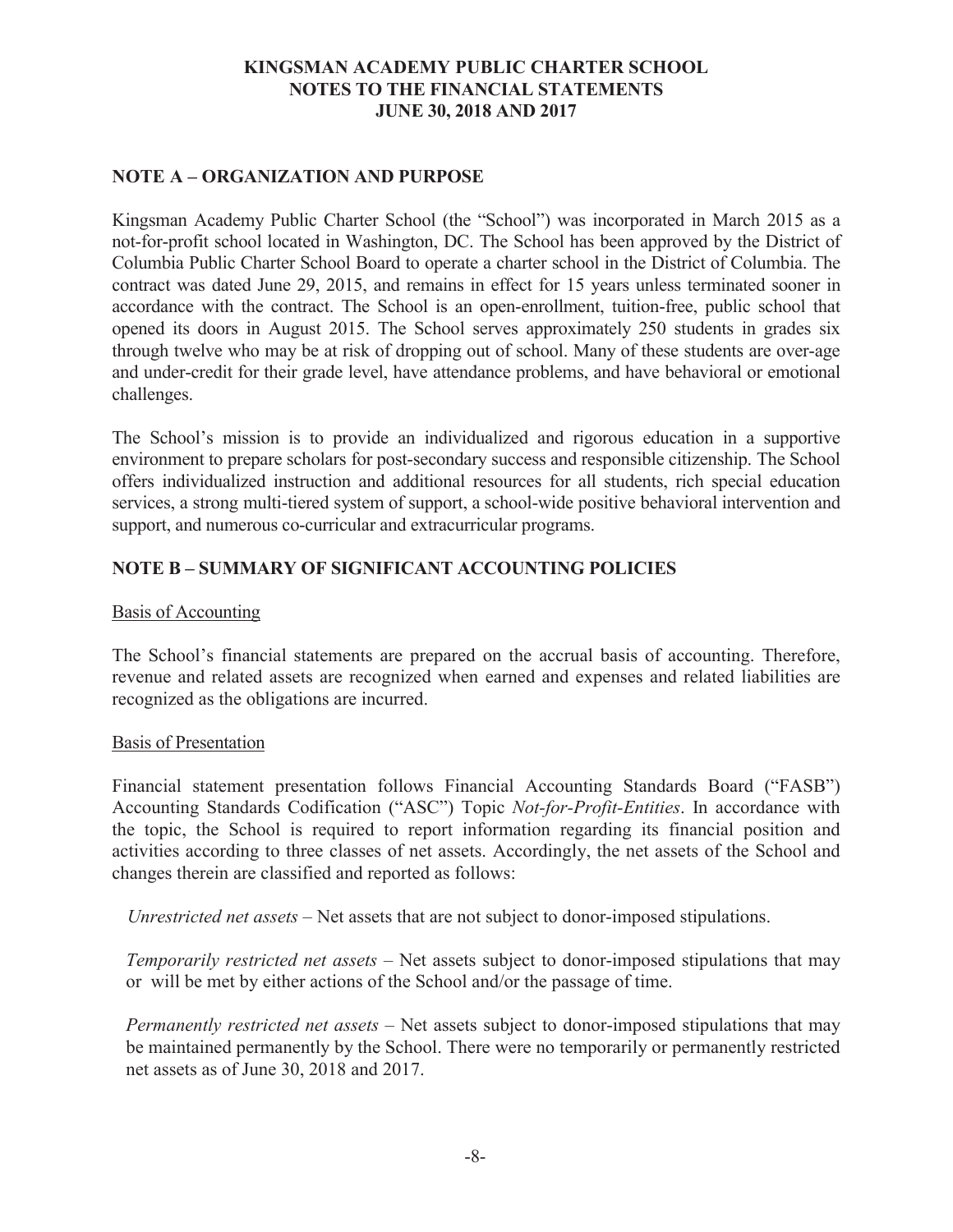# KINGSMAN ACADEMY PUBLIC CHARTER SCHOOL
# NOTES TO THE FINANCIAL STATEMENTS
# JUNE 30, 2018 AND 2017

## NOTE A – ORGANIZATION AND PURPOSE

Kingsman Academy Public Charter School (the "School") was incorporated in March 2015 as a not-for-profit school located in Washington, DC. The School has been approved by the District of Columbia Public Charter School Board to operate a charter school in the District of Columbia. The contract was dated June 29, 2015, and remains in effect for 15 years unless terminated sooner in accordance with the contract. The School is an open-enrollment, tuition-free, public school that opened its doors in August 2015. The School serves approximately 250 students in grades six through twelve who may be at risk of dropping out of school. Many of these students are over-age and under-credit for their grade level, have attendance problems, and have behavioral or emotional challenges.

The School's mission is to provide an individualized and rigorous education in a supportive environment to prepare scholars for post-secondary success and responsible citizenship. The School offers individualized instruction and additional resources for all students, rich special education services, a strong multi-tiered system of support, a school-wide positive behavioral intervention and support, and numerous co-curricular and extracurricular programs.

## NOTE B – SUMMARY OF SIGNIFICANT ACCOUNTING POLICIES

Basis of Accounting

The School's financial statements are prepared on the accrual basis of accounting. Therefore, revenue and related assets are recognized when earned and expenses and related liabilities are recognized as the obligations are incurred.

Basis of Presentation

Financial statement presentation follows Financial Accounting Standards Board ("FASB") Accounting Standards Codification ("ASC") Topic *Not-for-Profit-Entities*. In accordance with the topic, the School is required to report information regarding its financial position and activities according to three classes of net assets. Accordingly, the net assets of the School and changes therein are classified and reported as follows:

*Unrestricted net assets* – Net assets that are not subject to donor-imposed stipulations.

*Temporarily restricted net assets* – Net assets subject to donor-imposed stipulations that may or will be met by either actions of the School and/or the passage of time.

*Permanently restricted net assets* – Net assets subject to donor-imposed stipulations that may be maintained permanently by the School. There were no temporarily or permanently restricted net assets as of June 30, 2018 and 2017.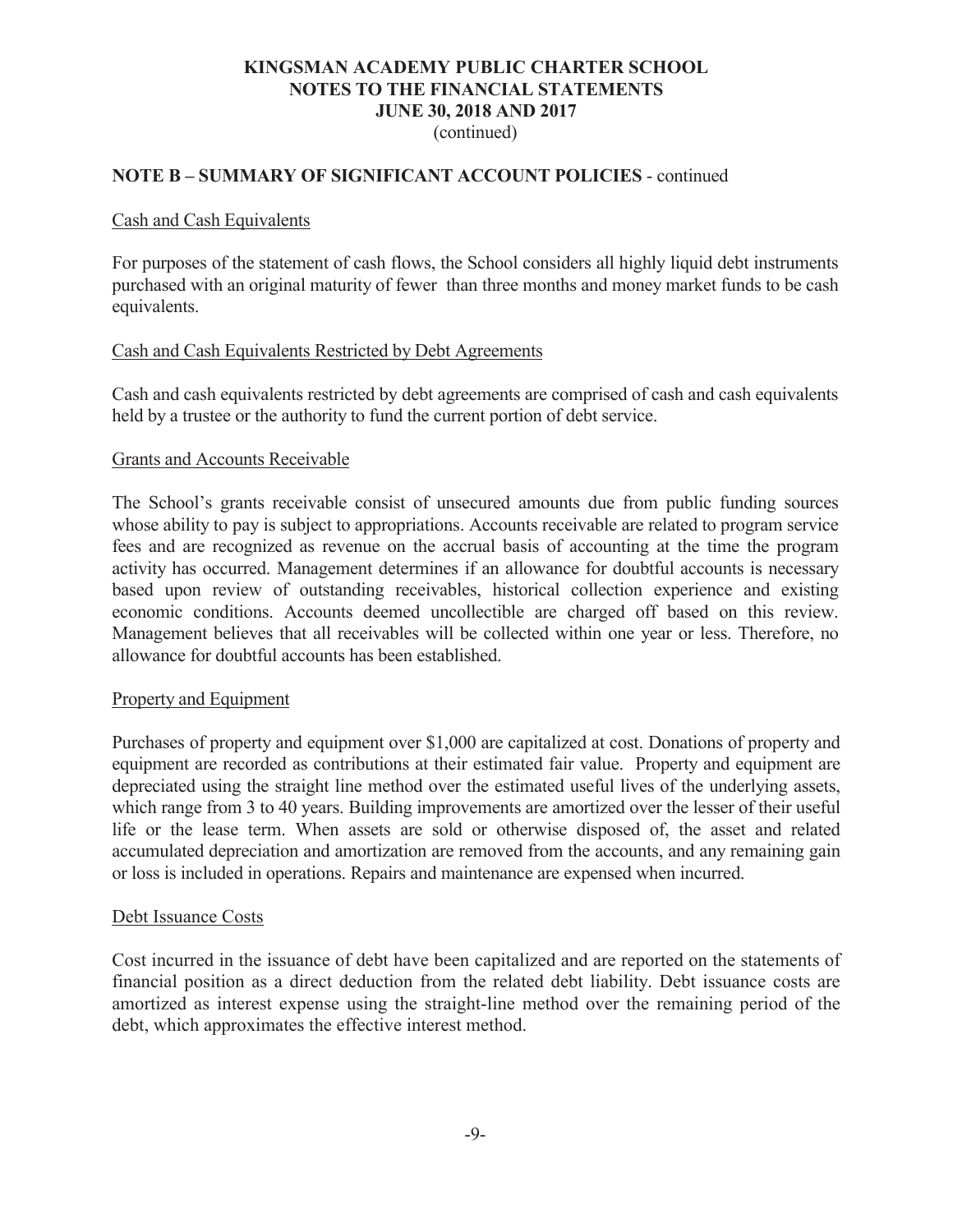## NOTE B – SUMMARY OF SIGNIFICANT ACCOUNT POLICIES - continued

### Cash and Cash Equivalents

For purposes of the statement of cash flows, the School considers all highly liquid debt instruments purchased with an original maturity of fewer than three months and money market funds to be cash equivalents.

### Cash and Cash Equivalents Restricted by Debt Agreements

Cash and cash equivalents restricted by debt agreements are comprised of cash and cash equivalents held by a trustee or the authority to fund the current portion of debt service.

### Grants and Accounts Receivable

The School's grants receivable consist of unsecured amounts due from public funding sources whose ability to pay is subject to appropriations. Accounts receivable are related to program service fees and are recognized as revenue on the accrual basis of accounting at the time the program activity has occurred. Management determines if an allowance for doubtful accounts is necessary based upon review of outstanding receivables, historical collection experience and existing economic conditions. Accounts deemed uncollectible are charged off based on this review. Management believes that all receivables will be collected within one year or less. Therefore, no allowance for doubtful accounts has been established.

### Property and Equipment

Purchases of property and equipment over $1,000 are capitalized at cost. Donations of property and equipment are recorded as contributions at their estimated fair value. Property and equipment are depreciated using the straight line method over the estimated useful lives of the underlying assets, which range from 3 to 40 years. Building improvements are amortized over the lesser of their useful life or the lease term. When assets are sold or otherwise disposed of, the asset and related accumulated depreciation and amortization are removed from the accounts, and any remaining gain or loss is included in operations. Repairs and maintenance are expensed when incurred.

### Debt Issuance Costs

Cost incurred in the issuance of debt have been capitalized and are reported on the statements of financial position as a direct deduction from the related debt liability. Debt issuance costs are amortized as interest expense using the straight-line method over the remaining period of the debt, which approximates the effective interest method.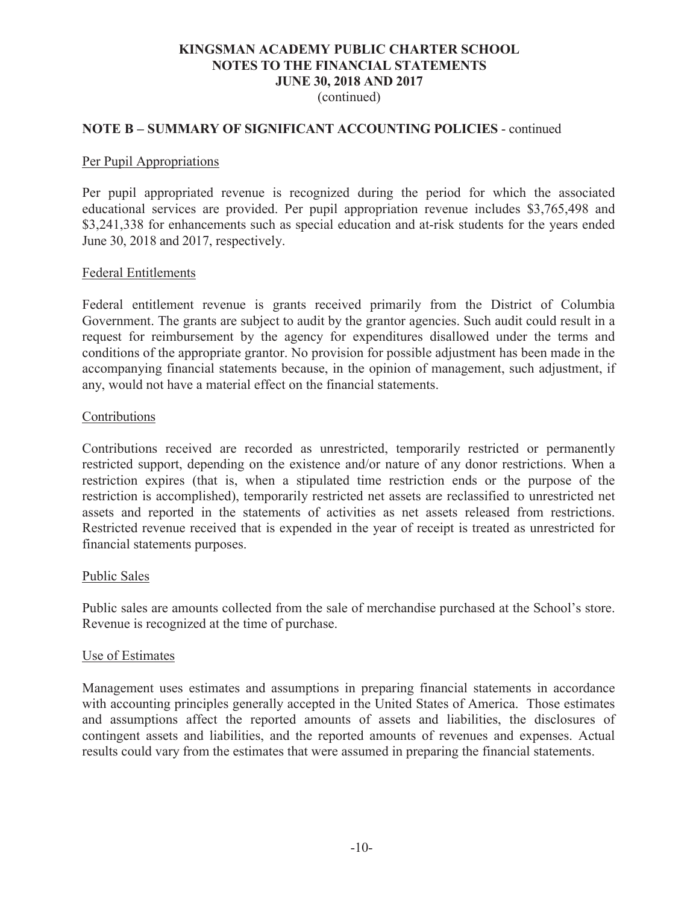# KINGSMAN ACADEMY PUBLIC CHARTER SCHOOL
## NOTES TO THE FINANCIAL STATEMENTS
## JUNE 30, 2018 AND 2017
(continued)

## NOTE B – SUMMARY OF SIGNIFICANT ACCOUNTING POLICIES - continued

### Per Pupil Appropriations

Per pupil appropriated revenue is recognized during the period for which the associated educational services are provided. Per pupil appropriation revenue includes $3,765,498 and $3,241,338 for enhancements such as special education and at-risk students for the years ended June 30, 2018 and 2017, respectively.

### Federal Entitlements

Federal entitlement revenue is grants received primarily from the District of Columbia Government. The grants are subject to audit by the grantor agencies. Such audit could result in a request for reimbursement by the agency for expenditures disallowed under the terms and conditions of the appropriate grantor. No provision for possible adjustment has been made in the accompanying financial statements because, in the opinion of management, such adjustment, if any, would not have a material effect on the financial statements.

### Contributions

Contributions received are recorded as unrestricted, temporarily restricted or permanently restricted support, depending on the existence and/or nature of any donor restrictions. When a restriction expires (that is, when a stipulated time restriction ends or the purpose of the restriction is accomplished), temporarily restricted net assets are reclassified to unrestricted net assets and reported in the statements of activities as net assets released from restrictions. Restricted revenue received that is expended in the year of receipt is treated as unrestricted for financial statements purposes.

### Public Sales

Public sales are amounts collected from the sale of merchandise purchased at the School's store. Revenue is recognized at the time of purchase.

### Use of Estimates

Management uses estimates and assumptions in preparing financial statements in accordance with accounting principles generally accepted in the United States of America. Those estimates and assumptions affect the reported amounts of assets and liabilities, the disclosures of contingent assets and liabilities, and the reported amounts of revenues and expenses. Actual results could vary from the estimates that were assumed in preparing the financial statements.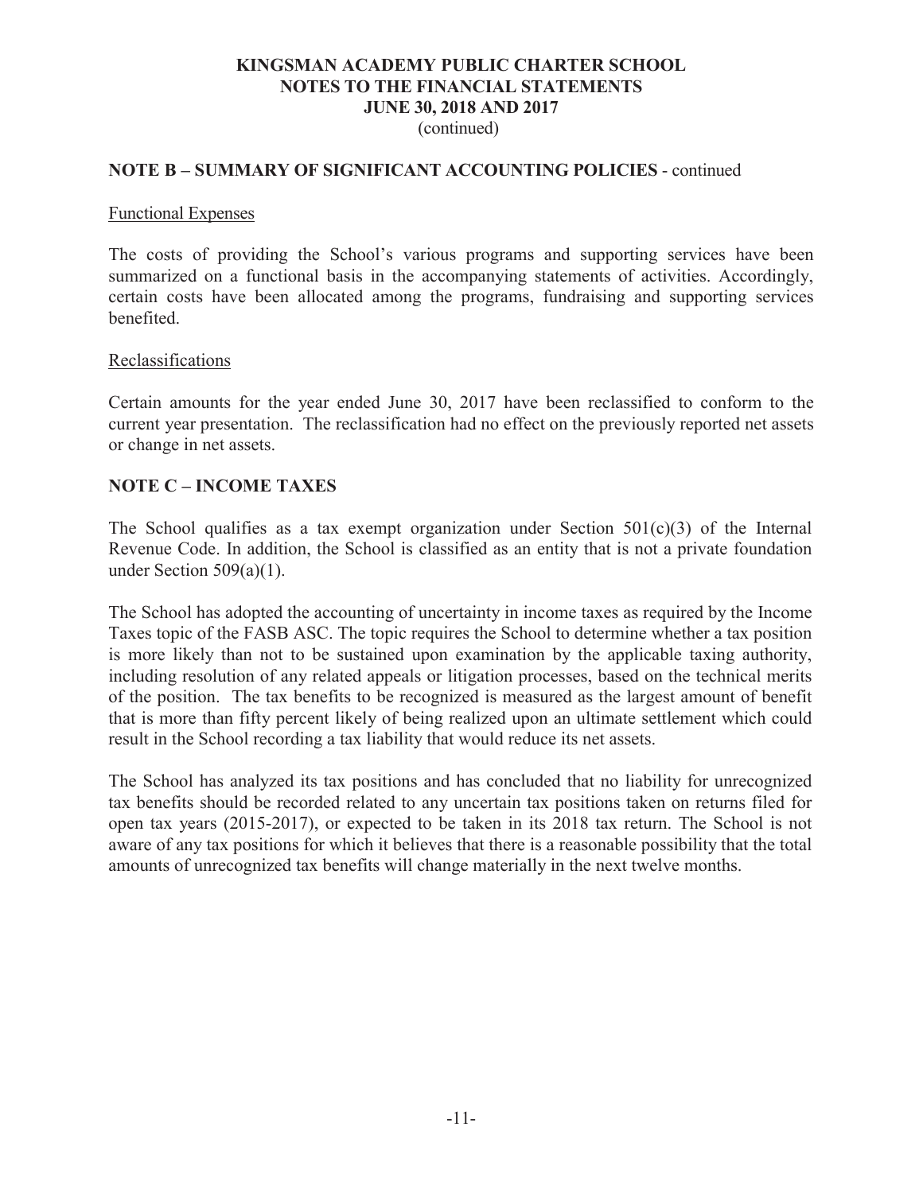## NOTE B – SUMMARY OF SIGNIFICANT ACCOUNTING POLICIES - continued

Functional Expenses

The costs of providing the School's various programs and supporting services have been summarized on a functional basis in the accompanying statements of activities. Accordingly, certain costs have been allocated among the programs, fundraising and supporting services benefited.

Reclassifications

Certain amounts for the year ended June 30, 2017 have been reclassified to conform to the current year presentation. The reclassification had no effect on the previously reported net assets or change in net assets.

## NOTE C – INCOME TAXES

The School qualifies as a tax exempt organization under Section 501(c)(3) of the Internal Revenue Code. In addition, the School is classified as an entity that is not a private foundation under Section 509(a)(1).

The School has adopted the accounting of uncertainty in income taxes as required by the Income Taxes topic of the FASB ASC. The topic requires the School to determine whether a tax position is more likely than not to be sustained upon examination by the applicable taxing authority, including resolution of any related appeals or litigation processes, based on the technical merits of the position. The tax benefits to be recognized is measured as the largest amount of benefit that is more than fifty percent likely of being realized upon an ultimate settlement which could result in the School recording a tax liability that would reduce its net assets.

The School has analyzed its tax positions and has concluded that no liability for unrecognized tax benefits should be recorded related to any uncertain tax positions taken on returns filed for open tax years (2015-2017), or expected to be taken in its 2018 tax return. The School is not aware of any tax positions for which it believes that there is a reasonable possibility that the total amounts of unrecognized tax benefits will change materially in the next twelve months.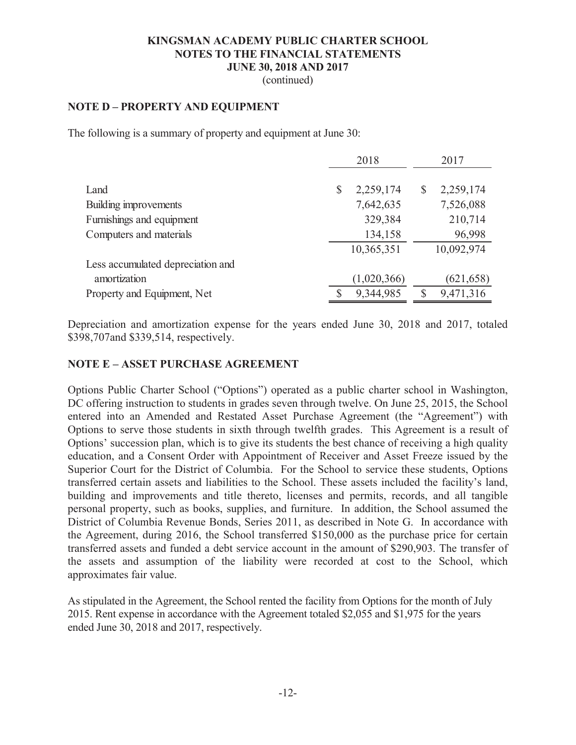# KINGSMAN ACADEMY PUBLIC CHARTER SCHOOL
# NOTES TO THE FINANCIAL STATEMENTS
# JUNE 30, 2018 AND 2017
(continued)

## NOTE D – PROPERTY AND EQUIPMENT

The following is a summary of property and equipment at June 30:

| | 2018 | 2017 |
|---|---|---|
| Land | $ 2,259,174 | $ 2,259,174 |
| Building improvements | 7,642,635 | 7,526,088 |
| Furnishings and equipment | 329,384 | 210,714 |
| Computers and materials | 134,158 | 96,998 |
| | 10,365,351 | 10,092,974 |
| Less accumulated depreciation and amortization | (1,020,366) | (621,658) |
| Property and Equipment, Net | $ 9,344,985 | $ 9,471,316 |

Depreciation and amortization expense for the years ended June 30, 2018 and 2017, totaled $398,707and $339,514, respectively.

## NOTE E – ASSET PURCHASE AGREEMENT

Options Public Charter School ("Options") operated as a public charter school in Washington, DC offering instruction to students in grades seven through twelve. On June 25, 2015, the School entered into an Amended and Restated Asset Purchase Agreement (the "Agreement") with Options to serve those students in sixth through twelfth grades. This Agreement is a result of Options' succession plan, which is to give its students the best chance of receiving a high quality education, and a Consent Order with Appointment of Receiver and Asset Freeze issued by the Superior Court for the District of Columbia. For the School to service these students, Options transferred certain assets and liabilities to the School. These assets included the facility's land, building and improvements and title thereto, licenses and permits, records, and all tangible personal property, such as books, supplies, and furniture. In addition, the School assumed the District of Columbia Revenue Bonds, Series 2011, as described in Note G. In accordance with the Agreement, during 2016, the School transferred $150,000 as the purchase price for certain transferred assets and funded a debt service account in the amount of $290,903. The transfer of the assets and assumption of the liability were recorded at cost to the School, which approximates fair value.

As stipulated in the Agreement, the School rented the facility from Options for the month of July 2015. Rent expense in accordance with the Agreement totaled $2,055 and $1,975 for the years ended June 30, 2018 and 2017, respectively.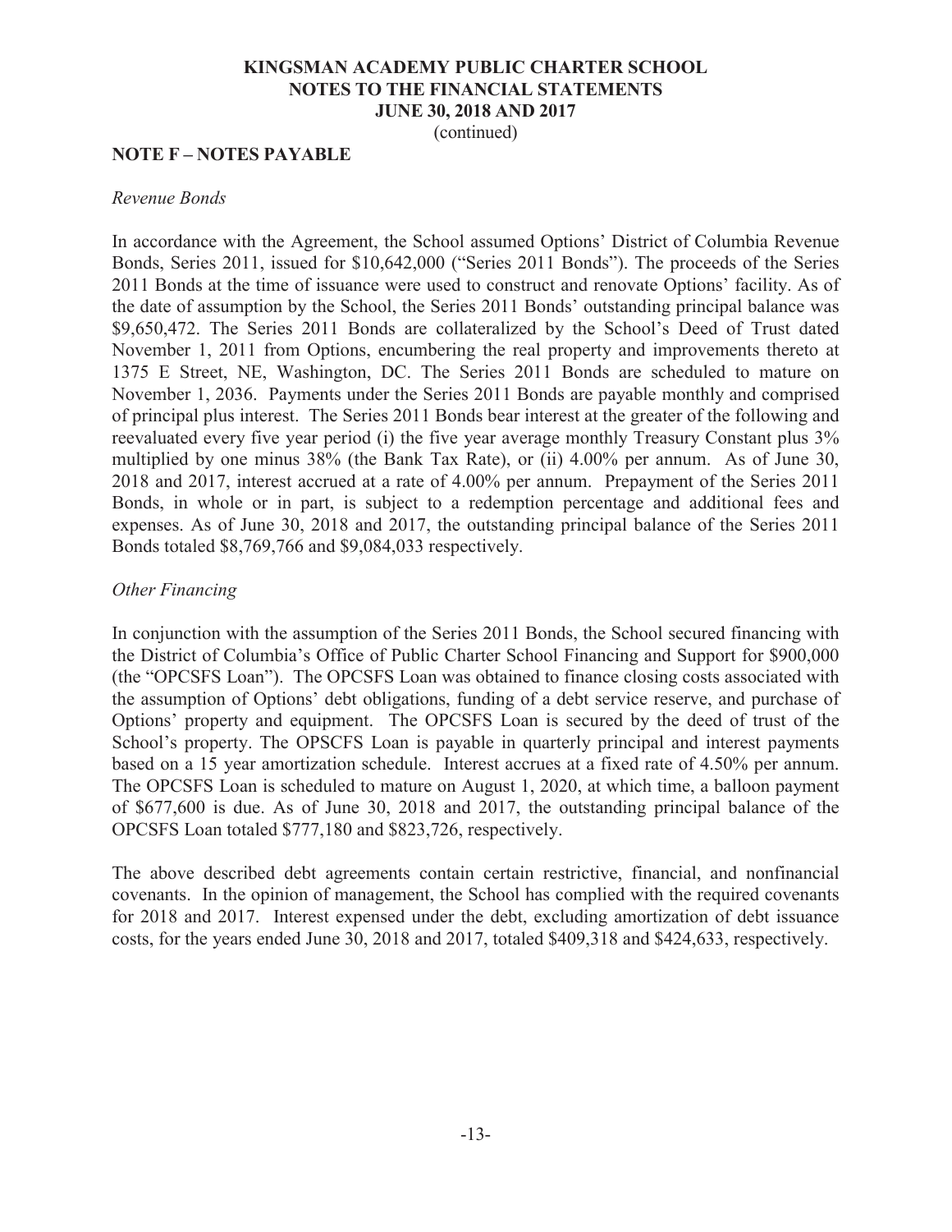## NOTE F – NOTES PAYABLE

*Revenue Bonds*

In accordance with the Agreement, the School assumed Options' District of Columbia Revenue Bonds, Series 2011, issued for $10,642,000 ("Series 2011 Bonds"). The proceeds of the Series 2011 Bonds at the time of issuance were used to construct and renovate Options' facility. As of the date of assumption by the School, the Series 2011 Bonds' outstanding principal balance was $9,650,472. The Series 2011 Bonds are collateralized by the School's Deed of Trust dated November 1, 2011 from Options, encumbering the real property and improvements thereto at 1375 E Street, NE, Washington, DC. The Series 2011 Bonds are scheduled to mature on November 1, 2036. Payments under the Series 2011 Bonds are payable monthly and comprised of principal plus interest. The Series 2011 Bonds bear interest at the greater of the following and reevaluated every five year period (i) the five year average monthly Treasury Constant plus 3% multiplied by one minus 38% (the Bank Tax Rate), or (ii) 4.00% per annum. As of June 30, 2018 and 2017, interest accrued at a rate of 4.00% per annum. Prepayment of the Series 2011 Bonds, in whole or in part, is subject to a redemption percentage and additional fees and expenses. As of June 30, 2018 and 2017, the outstanding principal balance of the Series 2011 Bonds totaled $8,769,766 and $9,084,033 respectively.

*Other Financing*

In conjunction with the assumption of the Series 2011 Bonds, the School secured financing with the District of Columbia's Office of Public Charter School Financing and Support for $900,000 (the "OPCSFS Loan"). The OPCSFS Loan was obtained to finance closing costs associated with the assumption of Options' debt obligations, funding of a debt service reserve, and purchase of Options' property and equipment. The OPCSFS Loan is secured by the deed of trust of the School's property. The OPSCFS Loan is payable in quarterly principal and interest payments based on a 15 year amortization schedule. Interest accrues at a fixed rate of 4.50% per annum. The OPCSFS Loan is scheduled to mature on August 1, 2020, at which time, a balloon payment of $677,600 is due. As of June 30, 2018 and 2017, the outstanding principal balance of the OPCSFS Loan totaled $777,180 and $823,726, respectively.

The above described debt agreements contain certain restrictive, financial, and nonfinancial covenants. In the opinion of management, the School has complied with the required covenants for 2018 and 2017. Interest expensed under the debt, excluding amortization of debt issuance costs, for the years ended June 30, 2018 and 2017, totaled $409,318 and $424,633, respectively.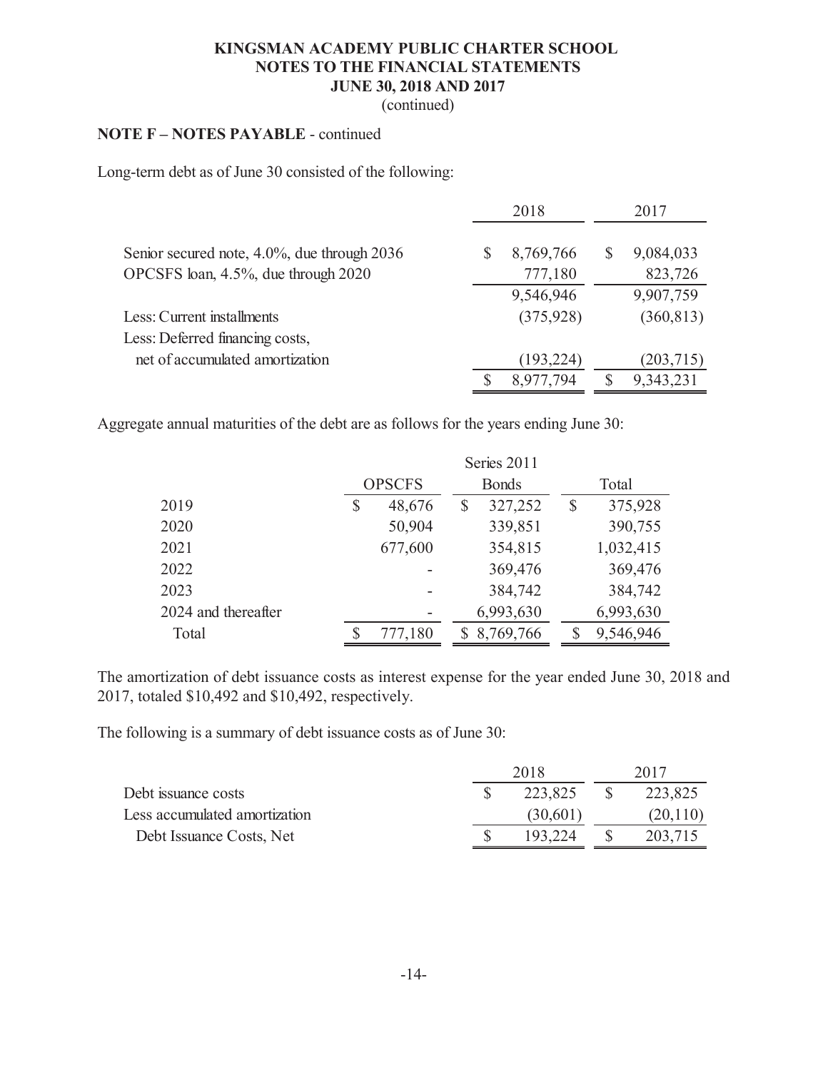**KINGSMAN ACADEMY PUBLIC CHARTER SCHOOL**
**NOTES TO THE FINANCIAL STATEMENTS**
**JUNE 30, 2018 AND 2017**
(continued)

## NOTE F – NOTES PAYABLE - continued

Long-term debt as of June 30 consisted of the following:

| | 2018 | 2017 |
|---|---|---|
| Senior secured note, 4.0%, due through 2036 | $ 8,769,766 | $ 9,084,033 |
| OPCSFS loan, 4.5%, due through 2020 | 777,180 | 823,726 |
| | 9,546,946 | 9,907,759 |
| Less: Current installments | (375,928) | (360,813) |
| Less: Deferred financing costs, net of accumulated amortization | (193,224) | (203,715) |
| | $ 8,977,794 | $ 9,343,231 |

Aggregate annual maturities of the debt are as follows for the years ending June 30:

| | OPSCFS | Series 2011 Bonds | Total |
|---|---|---|---|
| 2019 | $ 48,676 | $ 327,252 | $ 375,928 |
| 2020 | 50,904 | 339,851 | 390,755 |
| 2021 | 677,600 | 354,815 | 1,032,415 |
| 2022 | - | 369,476 | 369,476 |
| 2023 | - | 384,742 | 384,742 |
| 2024 and thereafter | - | 6,993,630 | 6,993,630 |
| Total | $ 777,180 | $ 8,769,766 | $ 9,546,946 |

The amortization of debt issuance costs as interest expense for the year ended June 30, 2018 and 2017, totaled $10,492 and $10,492, respectively.

The following is a summary of debt issuance costs as of June 30:

| | 2018 | 2017 |
|---|---|---|
| Debt issuance costs | $ 223,825 | $ 223,825 |
| Less accumulated amortization | (30,601) | (20,110) |
| Debt Issuance Costs, Net | $ 193,224 | $ 203,715 |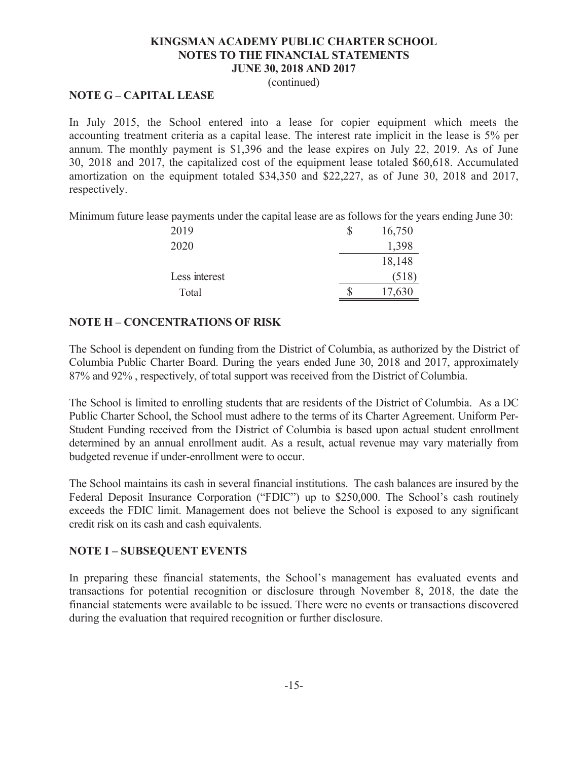# KINGSMAN ACADEMY PUBLIC CHARTER SCHOOL
## NOTES TO THE FINANCIAL STATEMENTS
## JUNE 30, 2018 AND 2017
(continued)

### NOTE G – CAPITAL LEASE

In July 2015, the School entered into a lease for copier equipment which meets the accounting treatment criteria as a capital lease. The interest rate implicit in the lease is 5% per annum. The monthly payment is $1,396 and the lease expires on July 22, 2019. As of June 30, 2018 and 2017, the capitalized cost of the equipment lease totaled $60,618. Accumulated amortization on the equipment totaled $34,350 and $22,227, as of June 30, 2018 and 2017, respectively.

Minimum future lease payments under the capital lease are as follows for the years ending June 30:

| | |
|---|---|
| 2019 | $ 16,750 |
| 2020 | 1,398 |
| | 18,148 |
| Less interest | (518) |
| Total | $ 17,630 |

### NOTE H – CONCENTRATIONS OF RISK

The School is dependent on funding from the District of Columbia, as authorized by the District of Columbia Public Charter Board. During the years ended June 30, 2018 and 2017, approximately 87% and 92% , respectively, of total support was received from the District of Columbia.

The School is limited to enrolling students that are residents of the District of Columbia. As a DC Public Charter School, the School must adhere to the terms of its Charter Agreement. Uniform Per-Student Funding received from the District of Columbia is based upon actual student enrollment determined by an annual enrollment audit. As a result, actual revenue may vary materially from budgeted revenue if under-enrollment were to occur.

The School maintains its cash in several financial institutions. The cash balances are insured by the Federal Deposit Insurance Corporation ("FDIC") up to $250,000. The School's cash routinely exceeds the FDIC limit. Management does not believe the School is exposed to any significant credit risk on its cash and cash equivalents.

### NOTE I – SUBSEQUENT EVENTS

In preparing these financial statements, the School's management has evaluated events and transactions for potential recognition or disclosure through November 8, 2018, the date the financial statements were available to be issued. There were no events or transactions discovered during the evaluation that required recognition or further disclosure.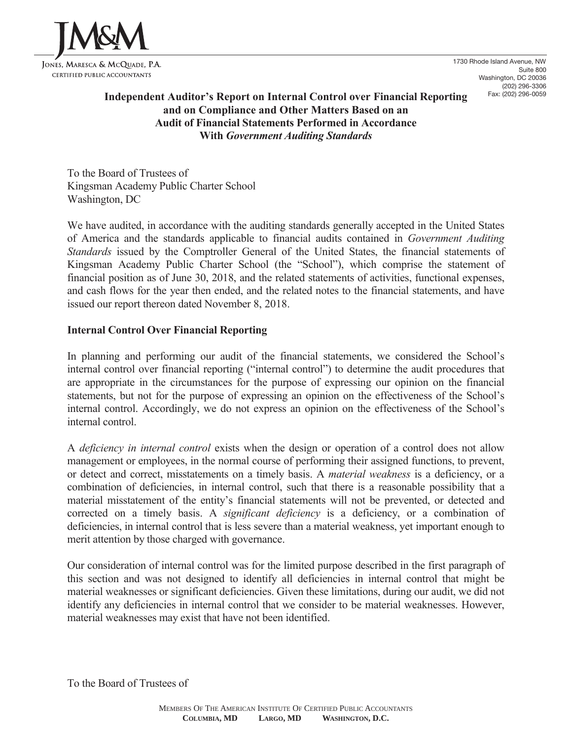JONES, MARESCA & MCQUADE, P.A.
CERTIFIED PUBLIC ACCOUNTANTS

1730 Rhode Island Avenue, NW
Suite 800
Washington, DC 20036
(202) 296-3306
Fax: (202) 296-0059

## Independent Auditor's Report on Internal Control over Financial Reporting and on Compliance and Other Matters Based on an Audit of Financial Statements Performed in Accordance With *Government Auditing Standards*

To the Board of Trustees of
Kingsman Academy Public Charter School
Washington, DC

We have audited, in accordance with the auditing standards generally accepted in the United States of America and the standards applicable to financial audits contained in *Government Auditing Standards* issued by the Comptroller General of the United States, the financial statements of Kingsman Academy Public Charter School (the "School"), which comprise the statement of financial position as of June 30, 2018, and the related statements of activities, functional expenses, and cash flows for the year then ended, and the related notes to the financial statements, and have issued our report thereon dated November 8, 2018.

**Internal Control Over Financial Reporting**

In planning and performing our audit of the financial statements, we considered the School's internal control over financial reporting ("internal control") to determine the audit procedures that are appropriate in the circumstances for the purpose of expressing our opinion on the financial statements, but not for the purpose of expressing an opinion on the effectiveness of the School's internal control. Accordingly, we do not express an opinion on the effectiveness of the School's internal control.

A *deficiency in internal control* exists when the design or operation of a control does not allow management or employees, in the normal course of performing their assigned functions, to prevent, or detect and correct, misstatements on a timely basis. A *material weakness* is a deficiency, or a combination of deficiencies, in internal control, such that there is a reasonable possibility that a material misstatement of the entity's financial statements will not be prevented, or detected and corrected on a timely basis. A *significant deficiency* is a deficiency, or a combination of deficiencies, in internal control that is less severe than a material weakness, yet important enough to merit attention by those charged with governance.

Our consideration of internal control was for the limited purpose described in the first paragraph of this section and was not designed to identify all deficiencies in internal control that might be material weaknesses or significant deficiencies. Given these limitations, during our audit, we did not identify any deficiencies in internal control that we consider to be material weaknesses. However, material weaknesses may exist that have not been identified.

To the Board of Trustees of

MEMBERS OF THE AMERICAN INSTITUTE OF CERTIFIED PUBLIC ACCOUNTANTS
**COLUMBIA, MD LARGO, MD WASHINGTON, D.C.**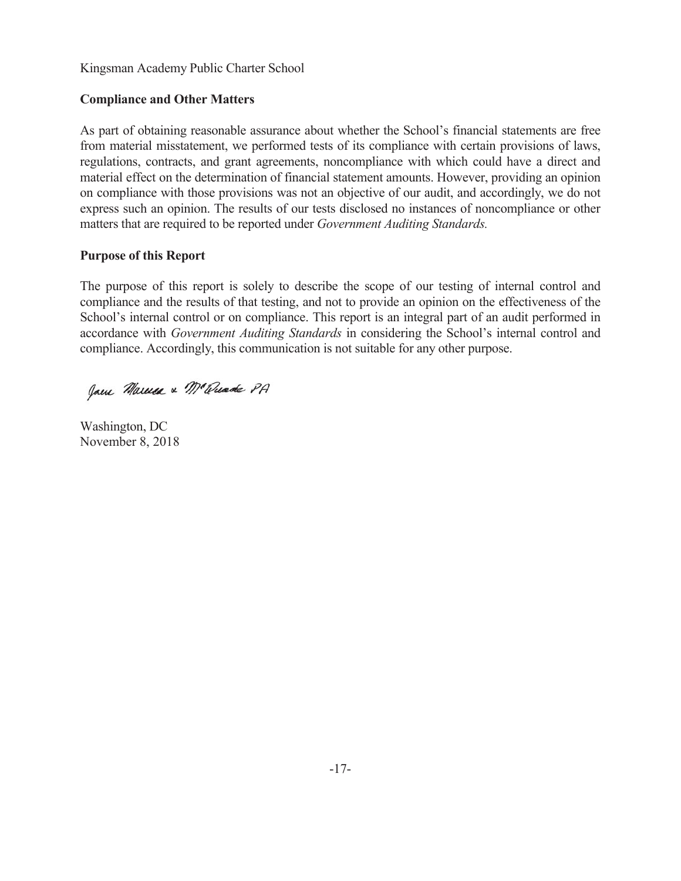Kingsman Academy Public Charter School

**Compliance and Other Matters**

As part of obtaining reasonable assurance about whether the School's financial statements are free from material misstatement, we performed tests of its compliance with certain provisions of laws, regulations, contracts, and grant agreements, noncompliance with which could have a direct and material effect on the determination of financial statement amounts. However, providing an opinion on compliance with those provisions was not an objective of our audit, and accordingly, we do not express such an opinion. The results of our tests disclosed no instances of noncompliance or other matters that are required to be reported under *Government Auditing Standards.*

**Purpose of this Report**

The purpose of this report is solely to describe the scope of our testing of internal control and compliance and the results of that testing, and not to provide an opinion on the effectiveness of the School's internal control or on compliance. This report is an integral part of an audit performed in accordance with *Government Auditing Standards* in considering the School's internal control and compliance. Accordingly, this communication is not suitable for any other purpose.

Jaen Marcus & McQuade PA

Washington, DC
November 8, 2018